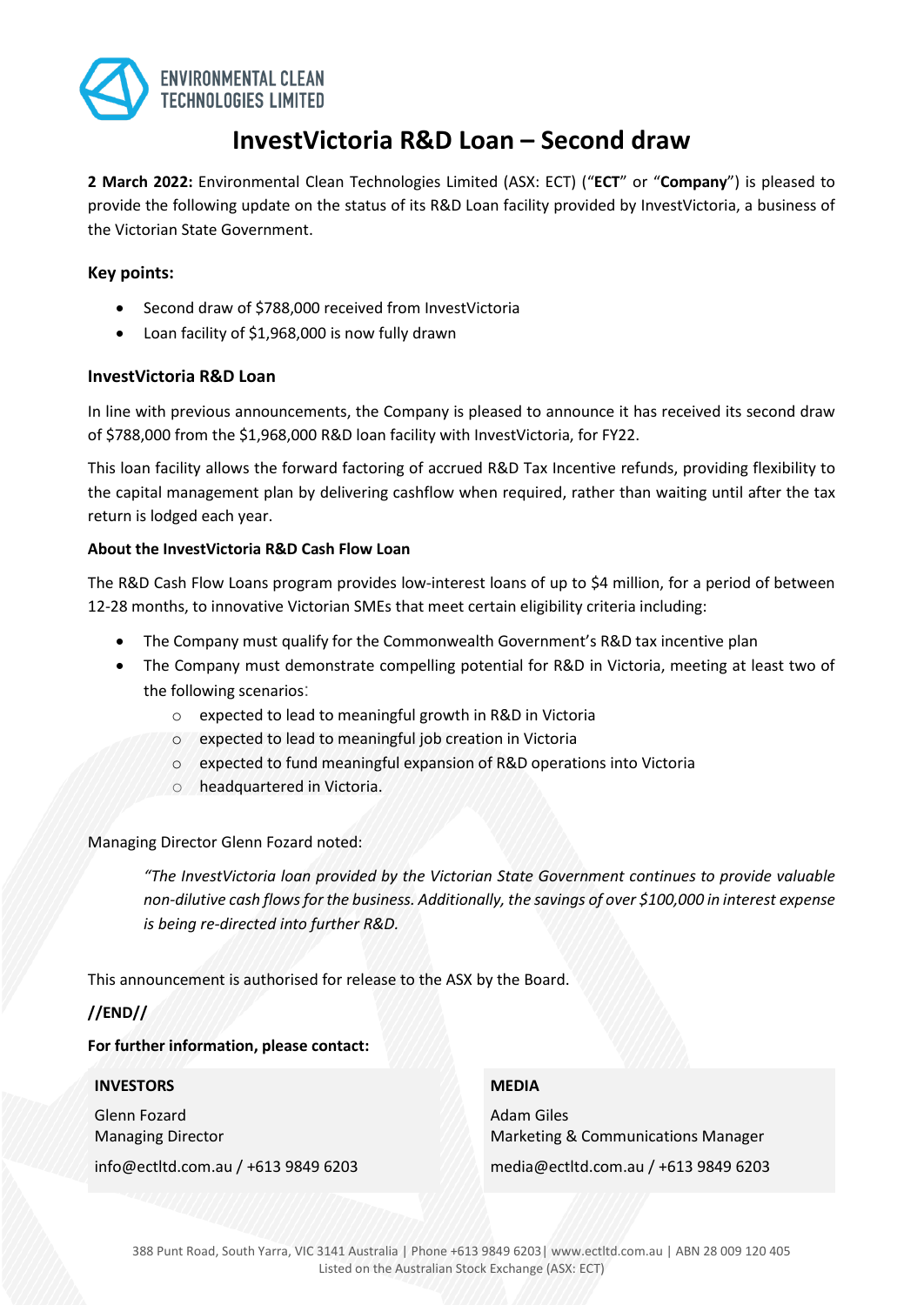ENVIRONMENTAL CLEAN TECHNOLOGIES LIMITED

# InvestVictoria R&D Loan – Second draw

**2 March 2022:** Environmental Clean Technologies Limited (ASX: ECT) ("**ECT**" or "**Company**") is pleased to provide the following update on the status of its R&D Loan facility provided by InvestVictoria, a business of the Victorian State Government.

### Key points:

- Second draw of $788,000 received from InvestVictoria
- Loan facility of $1,968,000 is now fully drawn

### InvestVictoria R&D Loan

In line with previous announcements, the Company is pleased to announce it has received its second draw of $788,000 from the $1,968,000 R&D loan facility with InvestVictoria, for FY22.

This loan facility allows the forward factoring of accrued R&D Tax Incentive refunds, providing flexibility to the capital management plan by delivering cashflow when required, rather than waiting until after the tax return is lodged each year.

**About the InvestVictoria R&D Cash Flow Loan**

The R&D Cash Flow Loans program provides low-interest loans of up to $4 million, for a period of between 12-28 months, to innovative Victorian SMEs that meet certain eligibility criteria including:

- The Company must qualify for the Commonwealth Government's R&D tax incentive plan
- The Company must demonstrate compelling potential for R&D in Victoria, meeting at least two of the following scenarios:
  - expected to lead to meaningful growth in R&D in Victoria
  - expected to lead to meaningful job creation in Victoria
  - expected to fund meaningful expansion of R&D operations into Victoria
  - headquartered in Victoria.

Managing Director Glenn Fozard noted:

> *"The InvestVictoria loan provided by the Victorian State Government continues to provide valuable non-dilutive cash flows for the business. Additionally, the savings of over $100,000 in interest expense is being re-directed into further R&D.*

This announcement is authorised for release to the ASX by the Board.

**//END//**

**For further information, please contact:**

| **INVESTORS** | **MEDIA** |
|---|---|
| Glenn Fozard<br>Managing Director | Adam Giles<br>Marketing & Communications Manager |
| info@ectltd.com.au / +613 9849 6203 | media@ectltd.com.au / +613 9849 6203 |

388 Punt Road, South Yarra, VIC 3141 Australia | Phone +613 9849 6203| www.ectltd.com.au | ABN 28 009 120 405
Listed on the Australian Stock Exchange (ASX: ECT)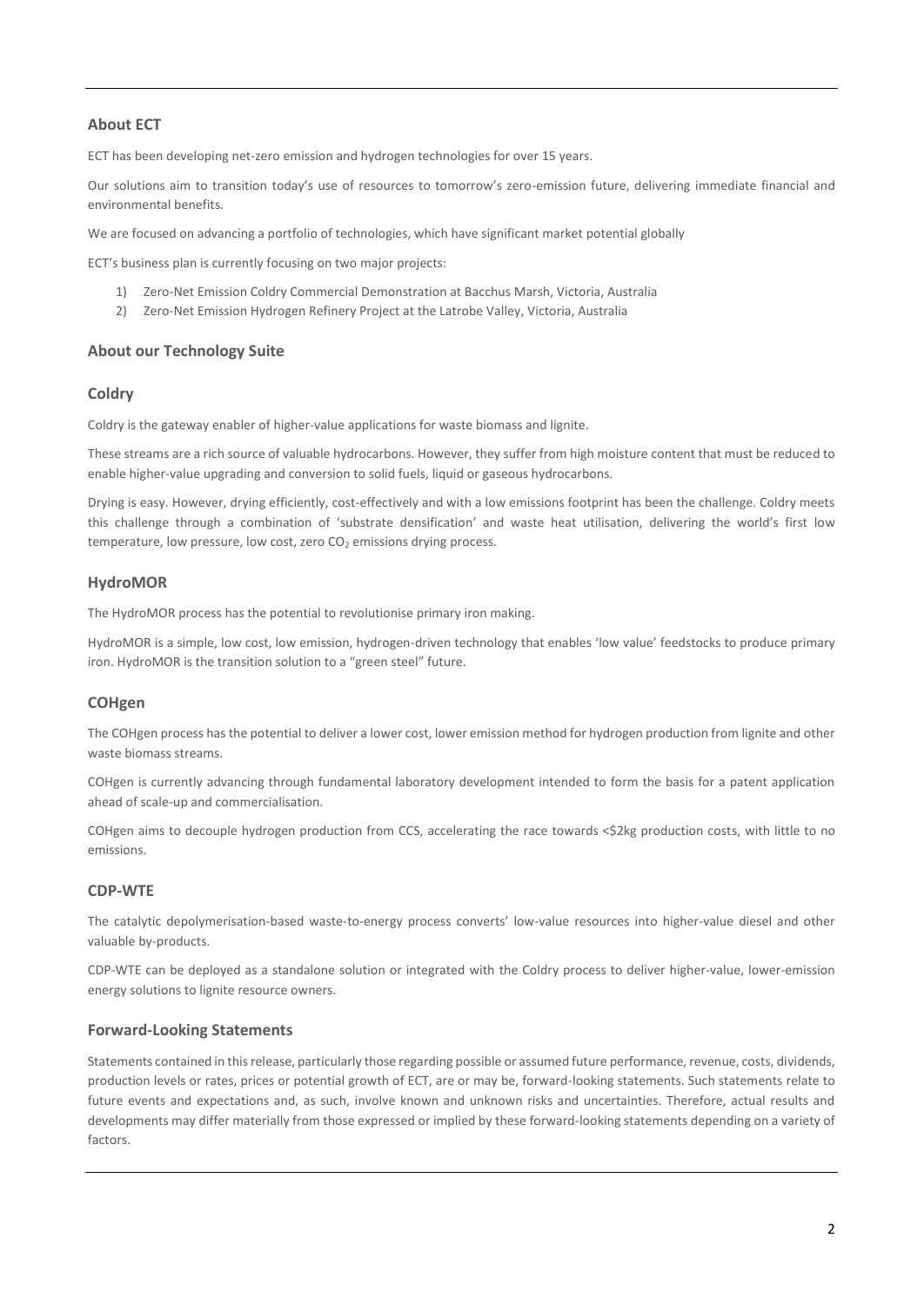## About ECT

ECT has been developing net-zero emission and hydrogen technologies for over 15 years.

Our solutions aim to transition today's use of resources to tomorrow's zero-emission future, delivering immediate financial and environmental benefits.

We are focused on advancing a portfolio of technologies, which have significant market potential globally

ECT's business plan is currently focusing on two major projects:

1) Zero-Net Emission Coldry Commercial Demonstration at Bacchus Marsh, Victoria, Australia
2) Zero-Net Emission Hydrogen Refinery Project at the Latrobe Valley, Victoria, Australia

## About our Technology Suite

### Coldry

Coldry is the gateway enabler of higher-value applications for waste biomass and lignite.

These streams are a rich source of valuable hydrocarbons. However, they suffer from high moisture content that must be reduced to enable higher-value upgrading and conversion to solid fuels, liquid or gaseous hydrocarbons.

Drying is easy. However, drying efficiently, cost-effectively and with a low emissions footprint has been the challenge. Coldry meets this challenge through a combination of 'substrate densification' and waste heat utilisation, delivering the world's first low temperature, low pressure, low cost, zero $CO_2$ emissions drying process.

### HydroMOR

The HydroMOR process has the potential to revolutionise primary iron making.

HydroMOR is a simple, low cost, low emission, hydrogen-driven technology that enables 'low value' feedstocks to produce primary iron. HydroMOR is the transition solution to a "green steel" future.

### COHgen

The COHgen process has the potential to deliver a lower cost, lower emission method for hydrogen production from lignite and other waste biomass streams.

COHgen is currently advancing through fundamental laboratory development intended to form the basis for a patent application ahead of scale-up and commercialisation.

COHgen aims to decouple hydrogen production from CCS, accelerating the race towards <$2kg production costs, with little to no emissions.

### CDP-WTE

The catalytic depolymerisation-based waste-to-energy process converts' low-value resources into higher-value diesel and other valuable by-products.

CDP-WTE can be deployed as a standalone solution or integrated with the Coldry process to deliver higher-value, lower-emission energy solutions to lignite resource owners.

### Forward-Looking Statements

Statements contained in this release, particularly those regarding possible or assumed future performance, revenue, costs, dividends, production levels or rates, prices or potential growth of ECT, are or may be, forward-looking statements. Such statements relate to future events and expectations and, as such, involve known and unknown risks and uncertainties. Therefore, actual results and developments may differ materially from those expressed or implied by these forward-looking statements depending on a variety of factors.